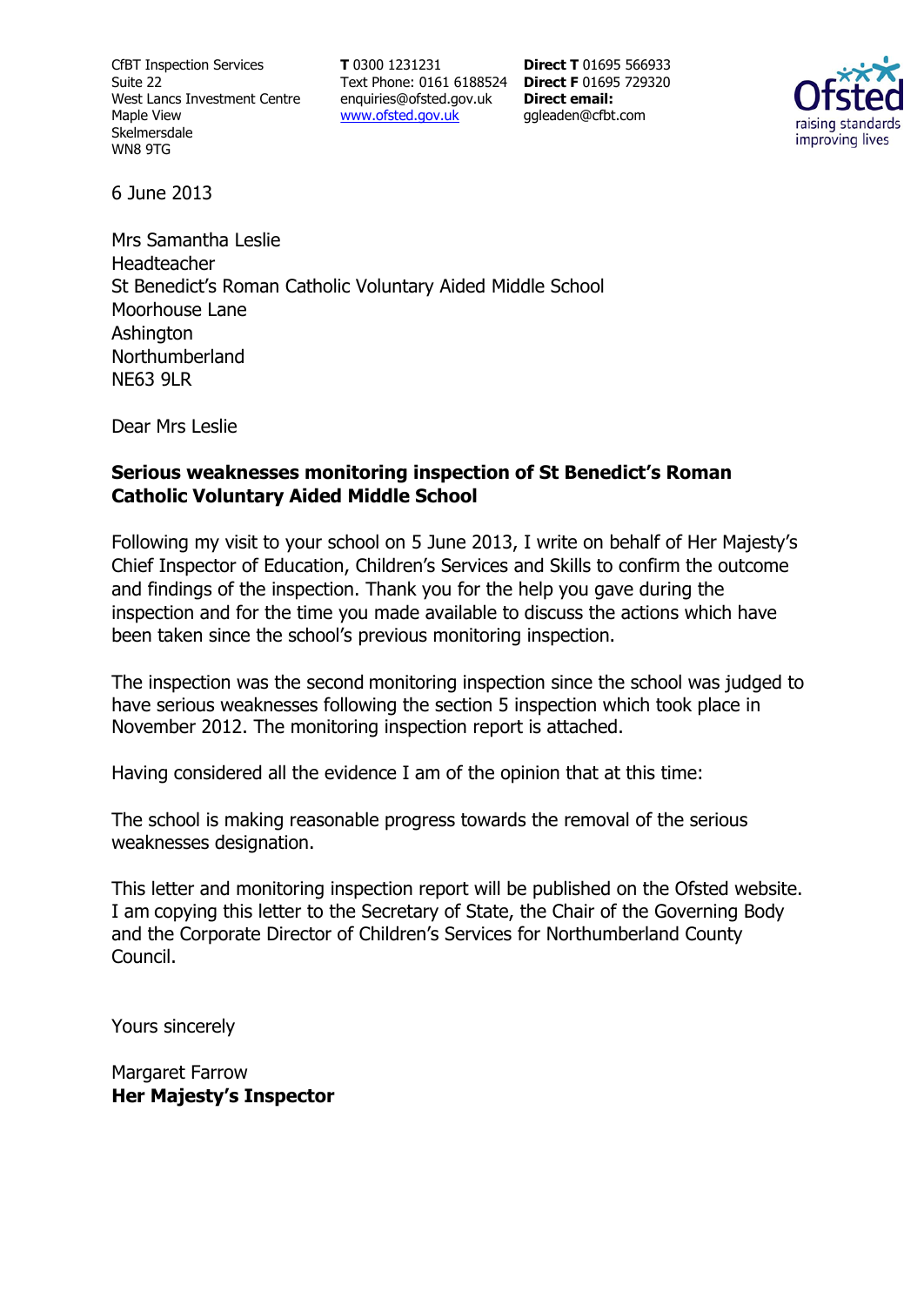CfBT Inspection Services
Suite 22
West Lancs Investment Centre
Maple View
Skelmersdale
WN8 9TG

**T** 0300 1231231
Text Phone: 0161 6188524
enquiries@ofsted.gov.uk
www.ofsted.gov.uk

**Direct T** 01695 566933
**Direct F** 01695 729320
**Direct email:**
ggleaden@cfbt.com

Ofsted
raising standards
improving lives

6 June 2013

Mrs Samantha Leslie
Headteacher
St Benedict's Roman Catholic Voluntary Aided Middle School
Moorhouse Lane
Ashington
Northumberland
NE63 9LR

Dear Mrs Leslie

**Serious weaknesses monitoring inspection of St Benedict's Roman Catholic Voluntary Aided Middle School**

Following my visit to your school on 5 June 2013, I write on behalf of Her Majesty's Chief Inspector of Education, Children's Services and Skills to confirm the outcome and findings of the inspection. Thank you for the help you gave during the inspection and for the time you made available to discuss the actions which have been taken since the school's previous monitoring inspection.

The inspection was the second monitoring inspection since the school was judged to have serious weaknesses following the section 5 inspection which took place in November 2012. The monitoring inspection report is attached.

Having considered all the evidence I am of the opinion that at this time:

The school is making reasonable progress towards the removal of the serious weaknesses designation.

This letter and monitoring inspection report will be published on the Ofsted website. I am copying this letter to the Secretary of State, the Chair of the Governing Body and the Corporate Director of Children's Services for Northumberland County Council.

Yours sincerely

Margaret Farrow
**Her Majesty's Inspector**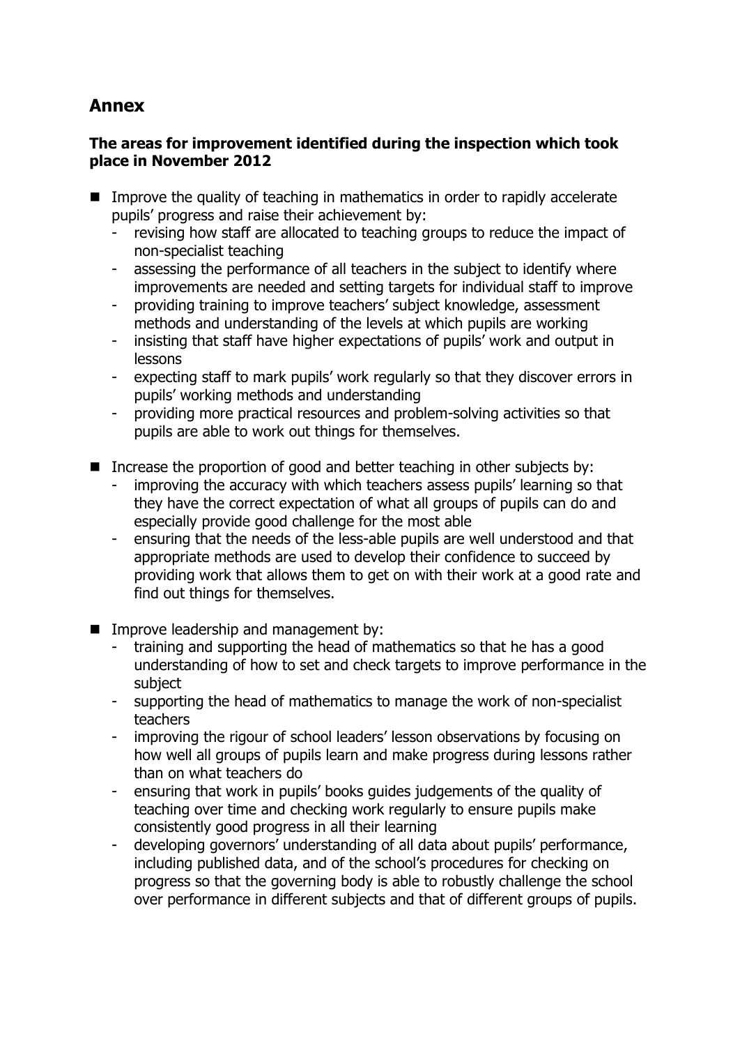## Annex

### The areas for improvement identified during the inspection which took place in November 2012

- Improve the quality of teaching in mathematics in order to rapidly accelerate pupils' progress and raise their achievement by:
  - revising how staff are allocated to teaching groups to reduce the impact of non-specialist teaching
  - assessing the performance of all teachers in the subject to identify where improvements are needed and setting targets for individual staff to improve
  - providing training to improve teachers' subject knowledge, assessment methods and understanding of the levels at which pupils are working
  - insisting that staff have higher expectations of pupils' work and output in lessons
  - expecting staff to mark pupils' work regularly so that they discover errors in pupils' working methods and understanding
  - providing more practical resources and problem-solving activities so that pupils are able to work out things for themselves.
- Increase the proportion of good and better teaching in other subjects by:
  - improving the accuracy with which teachers assess pupils' learning so that they have the correct expectation of what all groups of pupils can do and especially provide good challenge for the most able
  - ensuring that the needs of the less-able pupils are well understood and that appropriate methods are used to develop their confidence to succeed by providing work that allows them to get on with their work at a good rate and find out things for themselves.
- Improve leadership and management by:
  - training and supporting the head of mathematics so that he has a good understanding of how to set and check targets to improve performance in the subject
  - supporting the head of mathematics to manage the work of non-specialist teachers
  - improving the rigour of school leaders' lesson observations by focusing on how well all groups of pupils learn and make progress during lessons rather than on what teachers do
  - ensuring that work in pupils' books guides judgements of the quality of teaching over time and checking work regularly to ensure pupils make consistently good progress in all their learning
  - developing governors' understanding of all data about pupils' performance, including published data, and of the school's procedures for checking on progress so that the governing body is able to robustly challenge the school over performance in different subjects and that of different groups of pupils.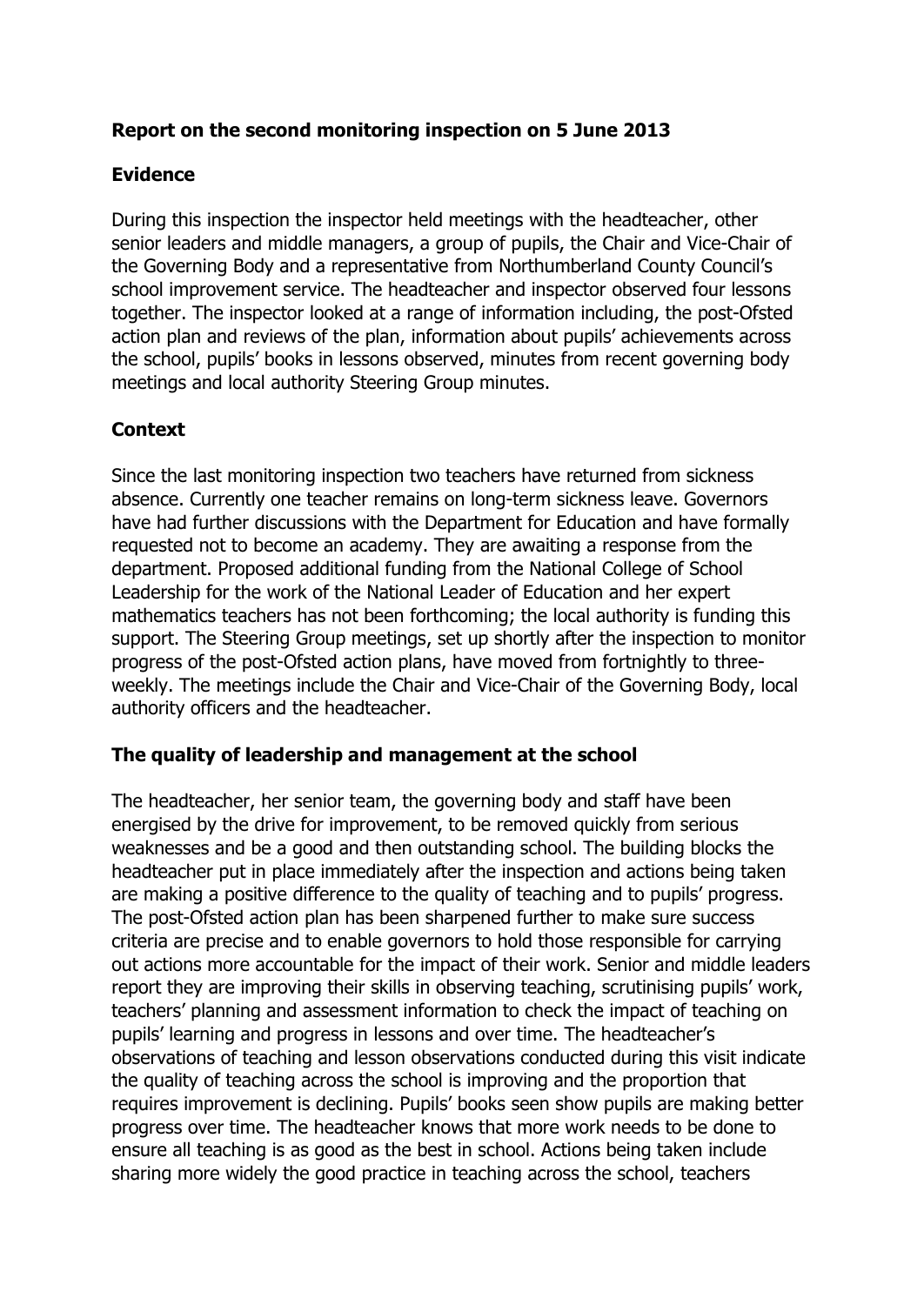## Report on the second monitoring inspection on 5 June 2013

### Evidence

During this inspection the inspector held meetings with the headteacher, other senior leaders and middle managers, a group of pupils, the Chair and Vice-Chair of the Governing Body and a representative from Northumberland County Council's school improvement service. The headteacher and inspector observed four lessons together. The inspector looked at a range of information including, the post-Ofsted action plan and reviews of the plan, information about pupils' achievements across the school, pupils' books in lessons observed, minutes from recent governing body meetings and local authority Steering Group minutes.

### Context

Since the last monitoring inspection two teachers have returned from sickness absence. Currently one teacher remains on long-term sickness leave. Governors have had further discussions with the Department for Education and have formally requested not to become an academy. They are awaiting a response from the department. Proposed additional funding from the National College of School Leadership for the work of the National Leader of Education and her expert mathematics teachers has not been forthcoming; the local authority is funding this support. The Steering Group meetings, set up shortly after the inspection to monitor progress of the post-Ofsted action plans, have moved from fortnightly to three-weekly. The meetings include the Chair and Vice-Chair of the Governing Body, local authority officers and the headteacher.

### The quality of leadership and management at the school

The headteacher, her senior team, the governing body and staff have been energised by the drive for improvement, to be removed quickly from serious weaknesses and be a good and then outstanding school. The building blocks the headteacher put in place immediately after the inspection and actions being taken are making a positive difference to the quality of teaching and to pupils' progress. The post-Ofsted action plan has been sharpened further to make sure success criteria are precise and to enable governors to hold those responsible for carrying out actions more accountable for the impact of their work. Senior and middle leaders report they are improving their skills in observing teaching, scrutinising pupils' work, teachers' planning and assessment information to check the impact of teaching on pupils' learning and progress in lessons and over time. The headteacher's observations of teaching and lesson observations conducted during this visit indicate the quality of teaching across the school is improving and the proportion that requires improvement is declining. Pupils' books seen show pupils are making better progress over time. The headteacher knows that more work needs to be done to ensure all teaching is as good as the best in school. Actions being taken include sharing more widely the good practice in teaching across the school, teachers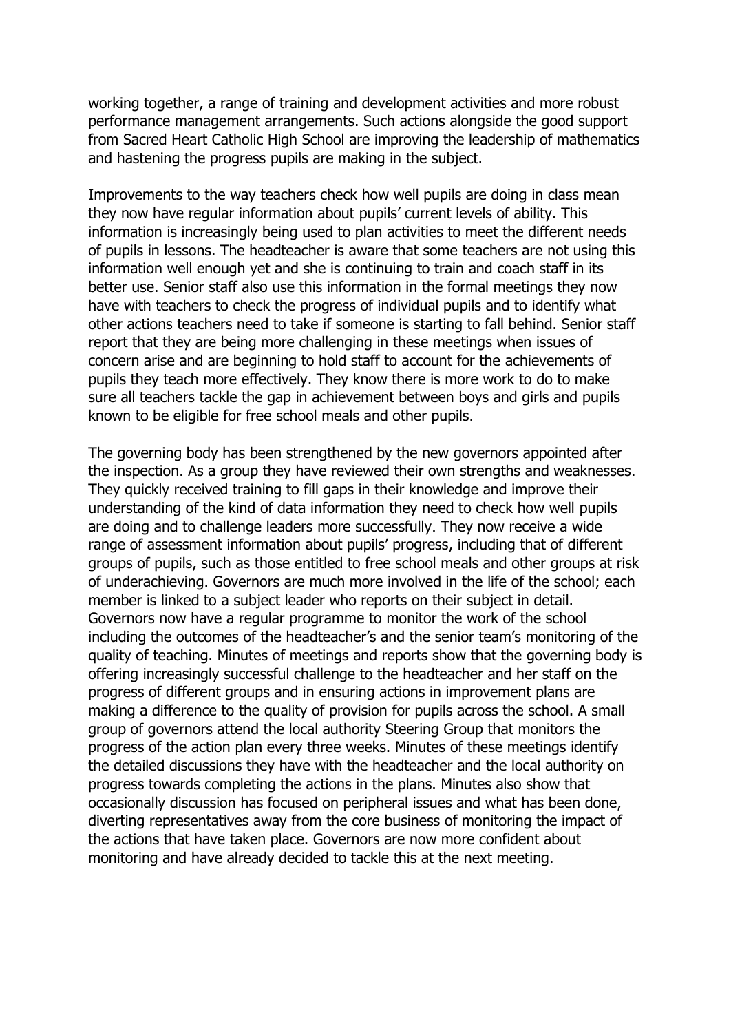working together, a range of training and development activities and more robust performance management arrangements. Such actions alongside the good support from Sacred Heart Catholic High School are improving the leadership of mathematics and hastening the progress pupils are making in the subject.

Improvements to the way teachers check how well pupils are doing in class mean they now have regular information about pupils' current levels of ability. This information is increasingly being used to plan activities to meet the different needs of pupils in lessons. The headteacher is aware that some teachers are not using this information well enough yet and she is continuing to train and coach staff in its better use. Senior staff also use this information in the formal meetings they now have with teachers to check the progress of individual pupils and to identify what other actions teachers need to take if someone is starting to fall behind. Senior staff report that they are being more challenging in these meetings when issues of concern arise and are beginning to hold staff to account for the achievements of pupils they teach more effectively. They know there is more work to do to make sure all teachers tackle the gap in achievement between boys and girls and pupils known to be eligible for free school meals and other pupils.

The governing body has been strengthened by the new governors appointed after the inspection. As a group they have reviewed their own strengths and weaknesses. They quickly received training to fill gaps in their knowledge and improve their understanding of the kind of data information they need to check how well pupils are doing and to challenge leaders more successfully. They now receive a wide range of assessment information about pupils' progress, including that of different groups of pupils, such as those entitled to free school meals and other groups at risk of underachieving. Governors are much more involved in the life of the school; each member is linked to a subject leader who reports on their subject in detail. Governors now have a regular programme to monitor the work of the school including the outcomes of the headteacher's and the senior team's monitoring of the quality of teaching. Minutes of meetings and reports show that the governing body is offering increasingly successful challenge to the headteacher and her staff on the progress of different groups and in ensuring actions in improvement plans are making a difference to the quality of provision for pupils across the school. A small group of governors attend the local authority Steering Group that monitors the progress of the action plan every three weeks. Minutes of these meetings identify the detailed discussions they have with the headteacher and the local authority on progress towards completing the actions in the plans. Minutes also show that occasionally discussion has focused on peripheral issues and what has been done, diverting representatives away from the core business of monitoring the impact of the actions that have taken place. Governors are now more confident about monitoring and have already decided to tackle this at the next meeting.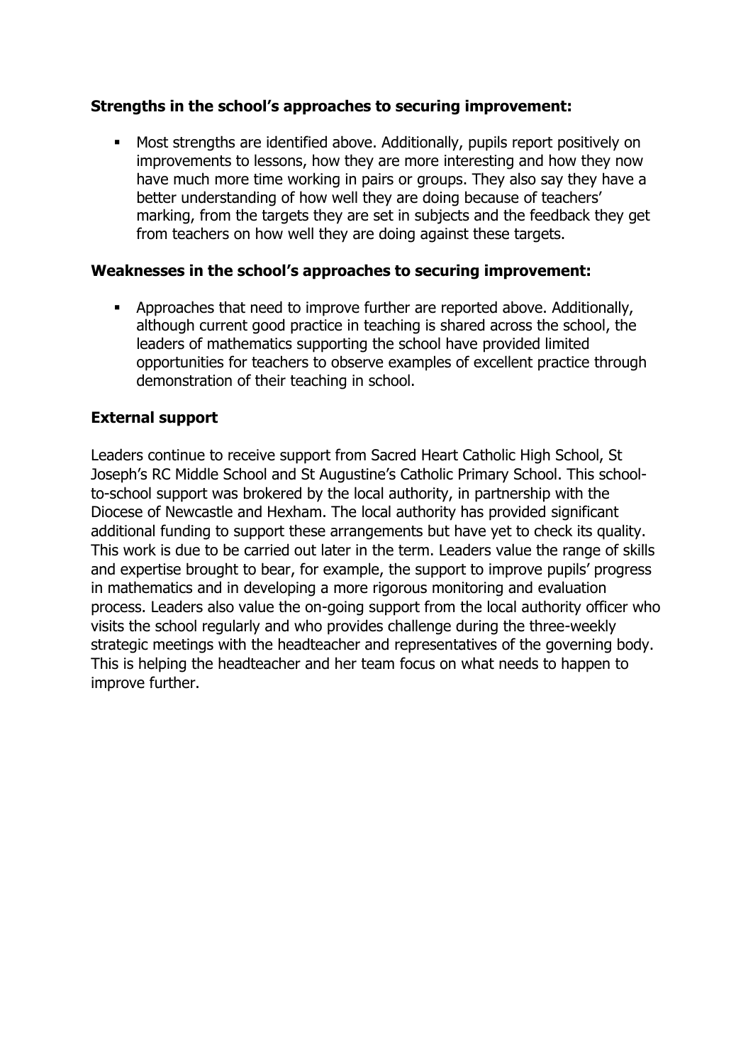### Strengths in the school's approaches to securing improvement:

- Most strengths are identified above. Additionally, pupils report positively on improvements to lessons, how they are more interesting and how they now have much more time working in pairs or groups. They also say they have a better understanding of how well they are doing because of teachers' marking, from the targets they are set in subjects and the feedback they get from teachers on how well they are doing against these targets.

### Weaknesses in the school's approaches to securing improvement:

- Approaches that need to improve further are reported above. Additionally, although current good practice in teaching is shared across the school, the leaders of mathematics supporting the school have provided limited opportunities for teachers to observe examples of excellent practice through demonstration of their teaching in school.

### External support

Leaders continue to receive support from Sacred Heart Catholic High School, St Joseph's RC Middle School and St Augustine's Catholic Primary School. This school-to-school support was brokered by the local authority, in partnership with the Diocese of Newcastle and Hexham. The local authority has provided significant additional funding to support these arrangements but have yet to check its quality. This work is due to be carried out later in the term. Leaders value the range of skills and expertise brought to bear, for example, the support to improve pupils' progress in mathematics and in developing a more rigorous monitoring and evaluation process. Leaders also value the on-going support from the local authority officer who visits the school regularly and who provides challenge during the three-weekly strategic meetings with the headteacher and representatives of the governing body. This is helping the headteacher and her team focus on what needs to happen to improve further.